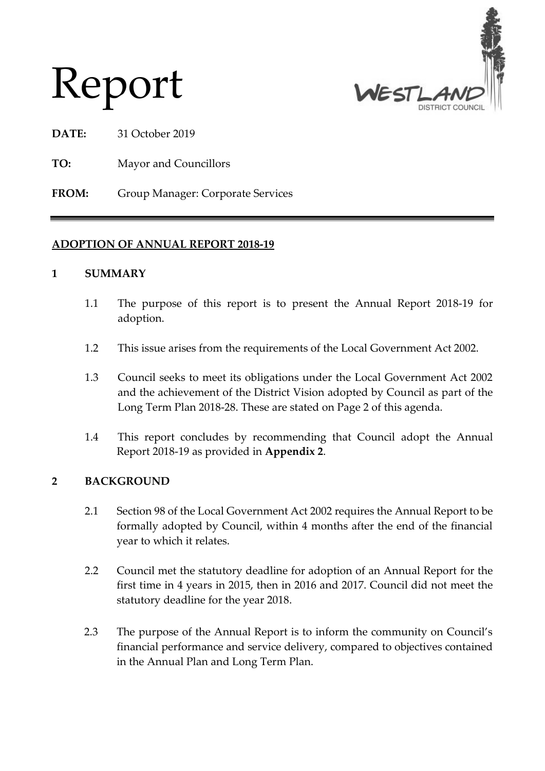# Report

WESTLAND DISTRICT COUNCIL

**DATE:** 31 October 2019

**TO:** Mayor and Councillors

**FROM:** Group Manager: Corporate Services

---

## ADOPTION OF ANNUAL REPORT 2018-19

### 1 SUMMARY

1.1 The purpose of this report is to present the Annual Report 2018-19 for adoption.

1.2 This issue arises from the requirements of the Local Government Act 2002.

1.3 Council seeks to meet its obligations under the Local Government Act 2002 and the achievement of the District Vision adopted by Council as part of the Long Term Plan 2018-28. These are stated on Page 2 of this agenda.

1.4 This report concludes by recommending that Council adopt the Annual Report 2018-19 as provided in **Appendix 2**.

### 2 BACKGROUND

2.1 Section 98 of the Local Government Act 2002 requires the Annual Report to be formally adopted by Council, within 4 months after the end of the financial year to which it relates.

2.2 Council met the statutory deadline for adoption of an Annual Report for the first time in 4 years in 2015, then in 2016 and 2017. Council did not meet the statutory deadline for the year 2018.

2.3 The purpose of the Annual Report is to inform the community on Council's financial performance and service delivery, compared to objectives contained in the Annual Plan and Long Term Plan.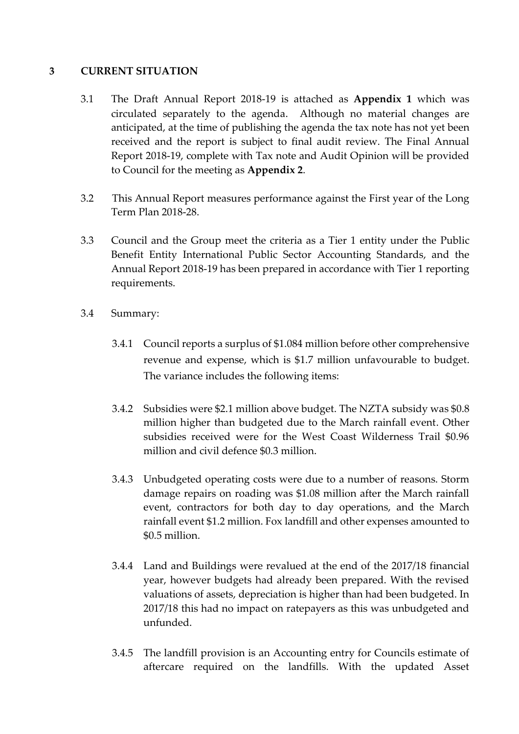## 3 CURRENT SITUATION

3.1 The Draft Annual Report 2018-19 is attached as **Appendix 1** which was circulated separately to the agenda. Although no material changes are anticipated, at the time of publishing the agenda the tax note has not yet been received and the report is subject to final audit review. The Final Annual Report 2018-19, complete with Tax note and Audit Opinion will be provided to Council for the meeting as **Appendix 2**.

3.2 This Annual Report measures performance against the First year of the Long Term Plan 2018-28.

3.3 Council and the Group meet the criteria as a Tier 1 entity under the Public Benefit Entity International Public Sector Accounting Standards, and the Annual Report 2018-19 has been prepared in accordance with Tier 1 reporting requirements.

3.4 Summary:

3.4.1 Council reports a surplus of $1.084 million before other comprehensive revenue and expense, which is $1.7 million unfavourable to budget. The variance includes the following items:

3.4.2 Subsidies were $2.1 million above budget. The NZTA subsidy was $0.8 million higher than budgeted due to the March rainfall event. Other subsidies received were for the West Coast Wilderness Trail $0.96 million and civil defence $0.3 million.

3.4.3 Unbudgeted operating costs were due to a number of reasons. Storm damage repairs on roading was $1.08 million after the March rainfall event, contractors for both day to day operations, and the March rainfall event $1.2 million. Fox landfill and other expenses amounted to $0.5 million.

3.4.4 Land and Buildings were revalued at the end of the 2017/18 financial year, however budgets had already been prepared. With the revised valuations of assets, depreciation is higher than had been budgeted. In 2017/18 this had no impact on ratepayers as this was unbudgeted and unfunded.

3.4.5 The landfill provision is an Accounting entry for Councils estimate of aftercare required on the landfills. With the updated Asset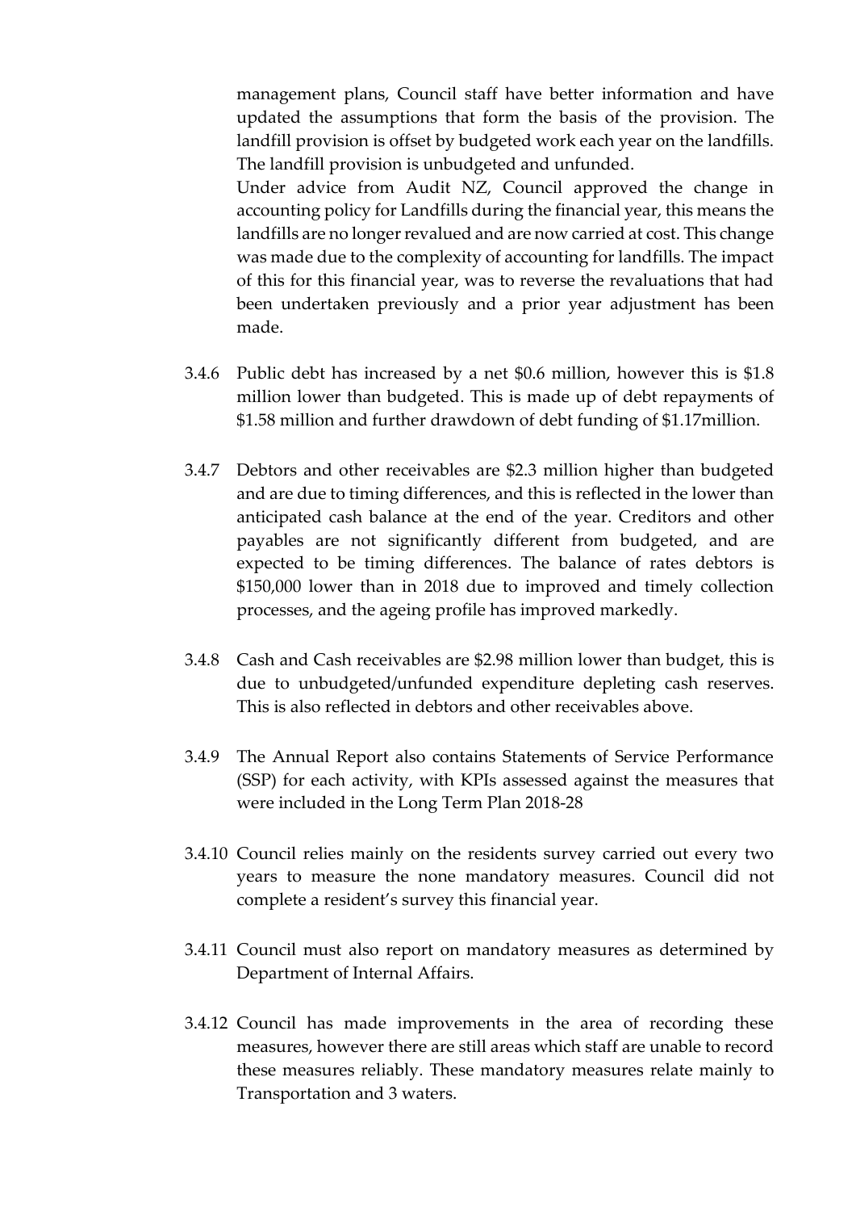management plans, Council staff have better information and have updated the assumptions that form the basis of the provision. The landfill provision is offset by budgeted work each year on the landfills. The landfill provision is unbudgeted and unfunded.

Under advice from Audit NZ, Council approved the change in accounting policy for Landfills during the financial year, this means the landfills are no longer revalued and are now carried at cost. This change was made due to the complexity of accounting for landfills. The impact of this for this financial year, was to reverse the revaluations that had been undertaken previously and a prior year adjustment has been made.

3.4.6 Public debt has increased by a net $0.6 million, however this is $1.8 million lower than budgeted. This is made up of debt repayments of $1.58 million and further drawdown of debt funding of $1.17million.

3.4.7 Debtors and other receivables are $2.3 million higher than budgeted and are due to timing differences, and this is reflected in the lower than anticipated cash balance at the end of the year. Creditors and other payables are not significantly different from budgeted, and are expected to be timing differences. The balance of rates debtors is $150,000 lower than in 2018 due to improved and timely collection processes, and the ageing profile has improved markedly.

3.4.8 Cash and Cash receivables are $2.98 million lower than budget, this is due to unbudgeted/unfunded expenditure depleting cash reserves. This is also reflected in debtors and other receivables above.

3.4.9 The Annual Report also contains Statements of Service Performance (SSP) for each activity, with KPIs assessed against the measures that were included in the Long Term Plan 2018-28

3.4.10 Council relies mainly on the residents survey carried out every two years to measure the none mandatory measures. Council did not complete a resident's survey this financial year.

3.4.11 Council must also report on mandatory measures as determined by Department of Internal Affairs.

3.4.12 Council has made improvements in the area of recording these measures, however there are still areas which staff are unable to record these measures reliably. These mandatory measures relate mainly to Transportation and 3 waters.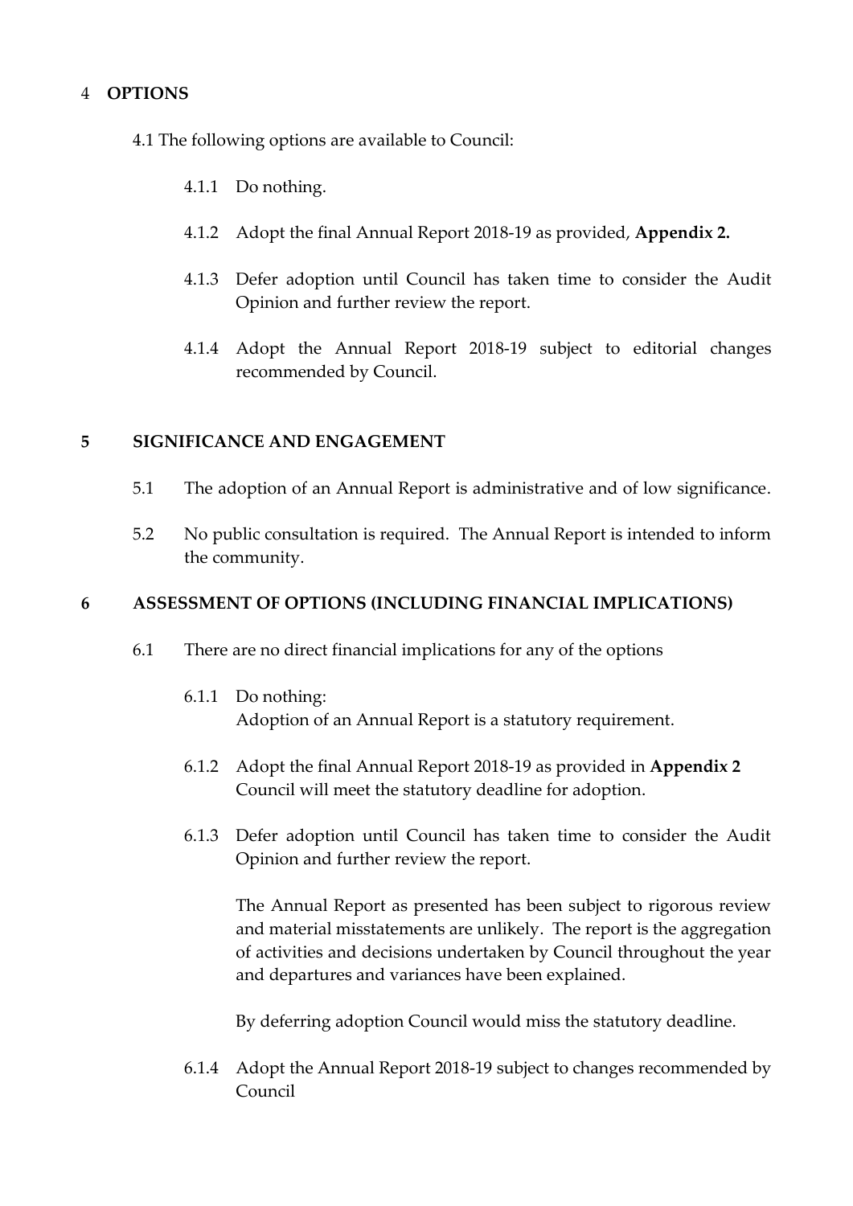## 4 OPTIONS

4.1 The following options are available to Council:

4.1.1 Do nothing.

4.1.2 Adopt the final Annual Report 2018-19 as provided, **Appendix 2.**

4.1.3 Defer adoption until Council has taken time to consider the Audit Opinion and further review the report.

4.1.4 Adopt the Annual Report 2018-19 subject to editorial changes recommended by Council.

## 5 SIGNIFICANCE AND ENGAGEMENT

5.1 The adoption of an Annual Report is administrative and of low significance.

5.2 No public consultation is required. The Annual Report is intended to inform the community.

## 6 ASSESSMENT OF OPTIONS (INCLUDING FINANCIAL IMPLICATIONS)

6.1 There are no direct financial implications for any of the options

6.1.1 Do nothing:
Adoption of an Annual Report is a statutory requirement.

6.1.2 Adopt the final Annual Report 2018-19 as provided in **Appendix 2**
Council will meet the statutory deadline for adoption.

6.1.3 Defer adoption until Council has taken time to consider the Audit Opinion and further review the report.

The Annual Report as presented has been subject to rigorous review and material misstatements are unlikely. The report is the aggregation of activities and decisions undertaken by Council throughout the year and departures and variances have been explained.

By deferring adoption Council would miss the statutory deadline.

6.1.4 Adopt the Annual Report 2018-19 subject to changes recommended by Council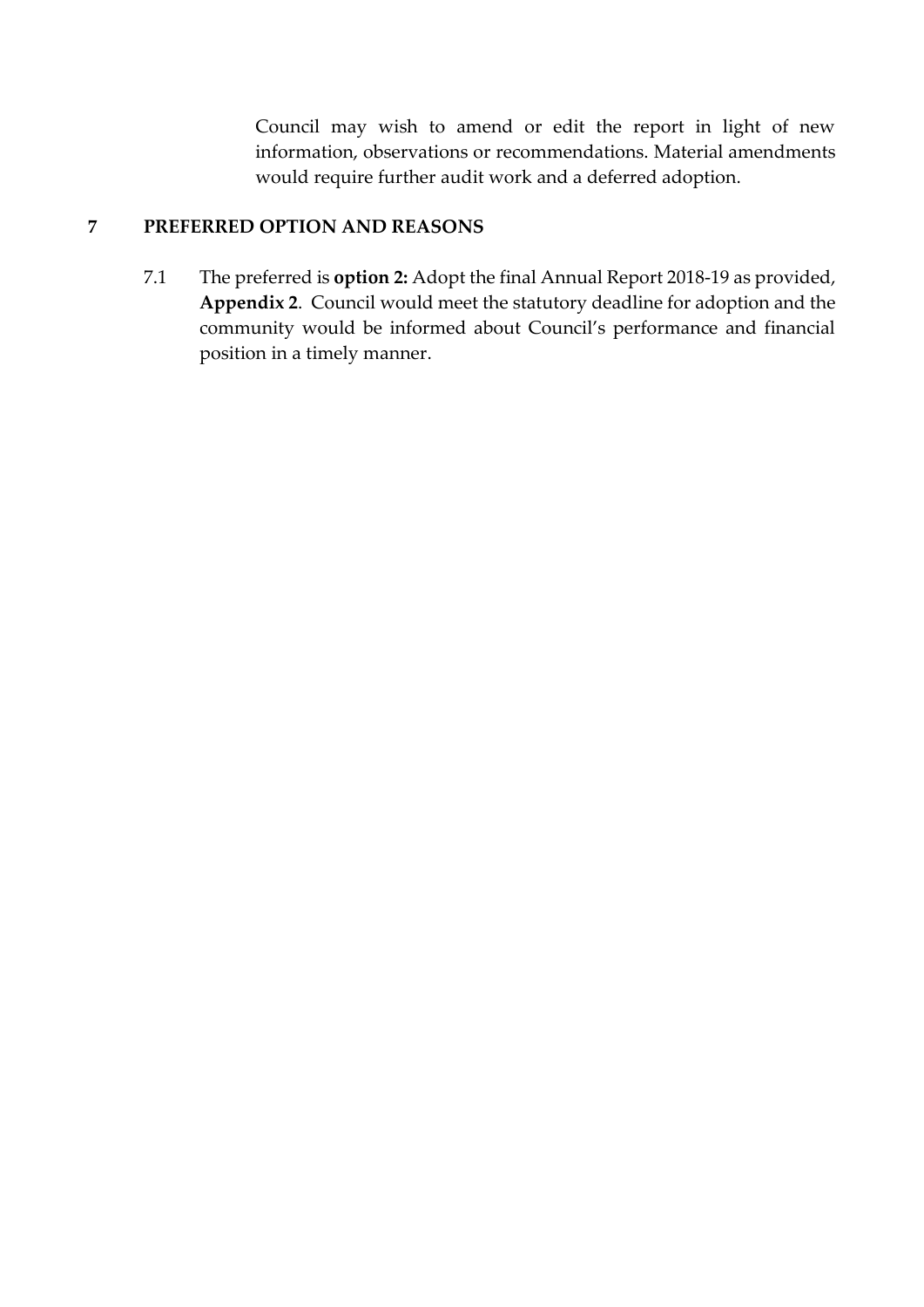Council may wish to amend or edit the report in light of new information, observations or recommendations. Material amendments would require further audit work and a deferred adoption.

## 7 PREFERRED OPTION AND REASONS

7.1 The preferred is **option 2:** Adopt the final Annual Report 2018-19 as provided, **Appendix 2**. Council would meet the statutory deadline for adoption and the community would be informed about Council's performance and financial position in a timely manner.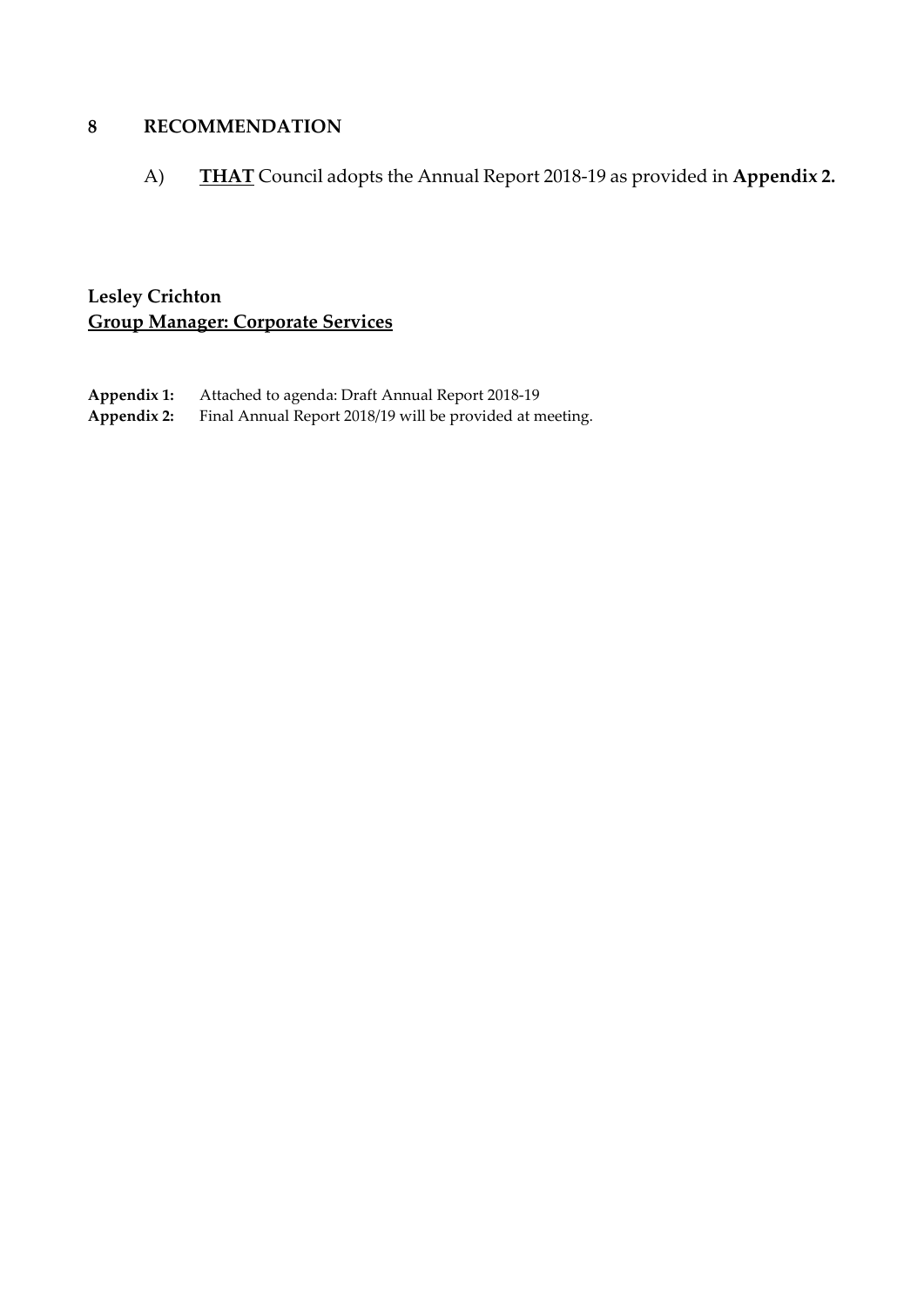## 8 RECOMMENDATION

A) **THAT** Council adopts the Annual Report 2018-19 as provided in **Appendix 2.**

**Lesley Crichton**
**Group Manager: Corporate Services**

**Appendix 1:** Attached to agenda: Draft Annual Report 2018-19
**Appendix 2:** Final Annual Report 2018/19 will be provided at meeting.